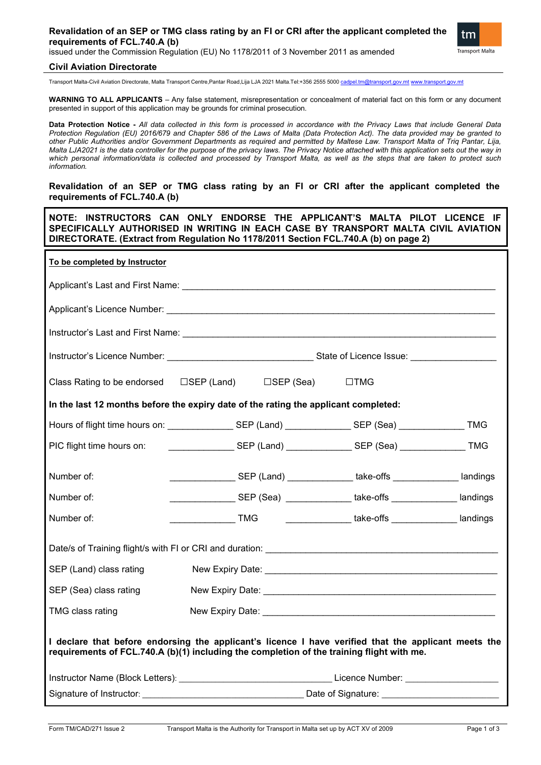# Revalidation of an SEP or TMG class rating by an FI or CRI after the applicant completed the requirements of FCL.740.A (b)

issued under the Commission Regulation (EU) No 1178/2011 of 3 November 2011 as amended

**Civil Aviation Directorate**

Transport Malta-Civil Aviation Directorate, Malta Transport Centre,Pantar Road,Lija LJA 2021 Malta.Tel:+356 2555 5000 cadpel.tm@transport.gov.mt www.transport.gov.mt

**WARNING TO ALL APPLICANTS** – Any false statement, misrepresentation or concealment of material fact on this form or any document presented in support of this application may be grounds for criminal prosecution.

**Data Protection Notice -** *All data collected in this form is processed in accordance with the Privacy Laws that include General Data Protection Regulation (EU) 2016/679 and Chapter 586 of the Laws of Malta (Data Protection Act). The data provided may be granted to other Public Authorities and/or Government Departments as required and permitted by Maltese Law. Transport Malta of Triq Pantar, Lija, Malta LJA2021 is the data controller for the purpose of the privacy laws. The Privacy Notice attached with this application sets out the way in which personal information/data is collected and processed by Transport Malta, as well as the steps that are taken to protect such information.*

## Revalidation of an SEP or TMG class rating by an FI or CRI after the applicant completed the requirements of FCL.740.A (b)

**NOTE: INSTRUCTORS CAN ONLY ENDORSE THE APPLICANT'S MALTA PILOT LICENCE IF SPECIFICALLY AUTHORISED IN WRITING IN EACH CASE BY TRANSPORT MALTA CIVIL AVIATION DIRECTORATE. (Extract from Regulation No 1178/2011 Section FCL.740.A (b) on page 2)**

**To be completed by Instructor**

Applicant's Last and First Name: ______________________________________________

Applicant's Licence Number: ______________________________________________

Instructor's Last and First Name: ______________________________________________

Instructor's Licence Number: ____________________ State of Licence Issue: ____________

Class Rating to be endorsed ☐SEP (Land) ☐SEP (Sea) ☐TMG

**In the last 12 months before the expiry date of the rating the applicant completed:**

Hours of flight time hours on: __________ SEP (Land) __________ SEP (Sea) __________ TMG

PIC flight time hours on: __________ SEP (Land) __________ SEP (Sea) __________ TMG

Number of: __________ SEP (Land) __________ take-offs __________ landings

Number of: __________ SEP (Sea) __________ take-offs __________ landings

Number of: __________ TMG __________ take-offs __________ landings

Date/s of Training flight/s with FI or CRI and duration: ______________________________

SEP (Land) class rating New Expiry Date: ______________________________

SEP (Sea) class rating New Expiry Date: ______________________________

TMG class rating New Expiry Date: ______________________________

**I declare that before endorsing the applicant's licence I have verified that the applicant meets the requirements of FCL.740.A (b)(1) including the completion of the training flight with me.**

Instructor Name (Block Letters): ____________________ Licence Number: ____________

Signature of Instructor: ____________________ Date of Signature: ____________

Form TM/CAD/271 Issue 2 Transport Malta is the Authority for Transport in Malta set up by ACT XV of 2009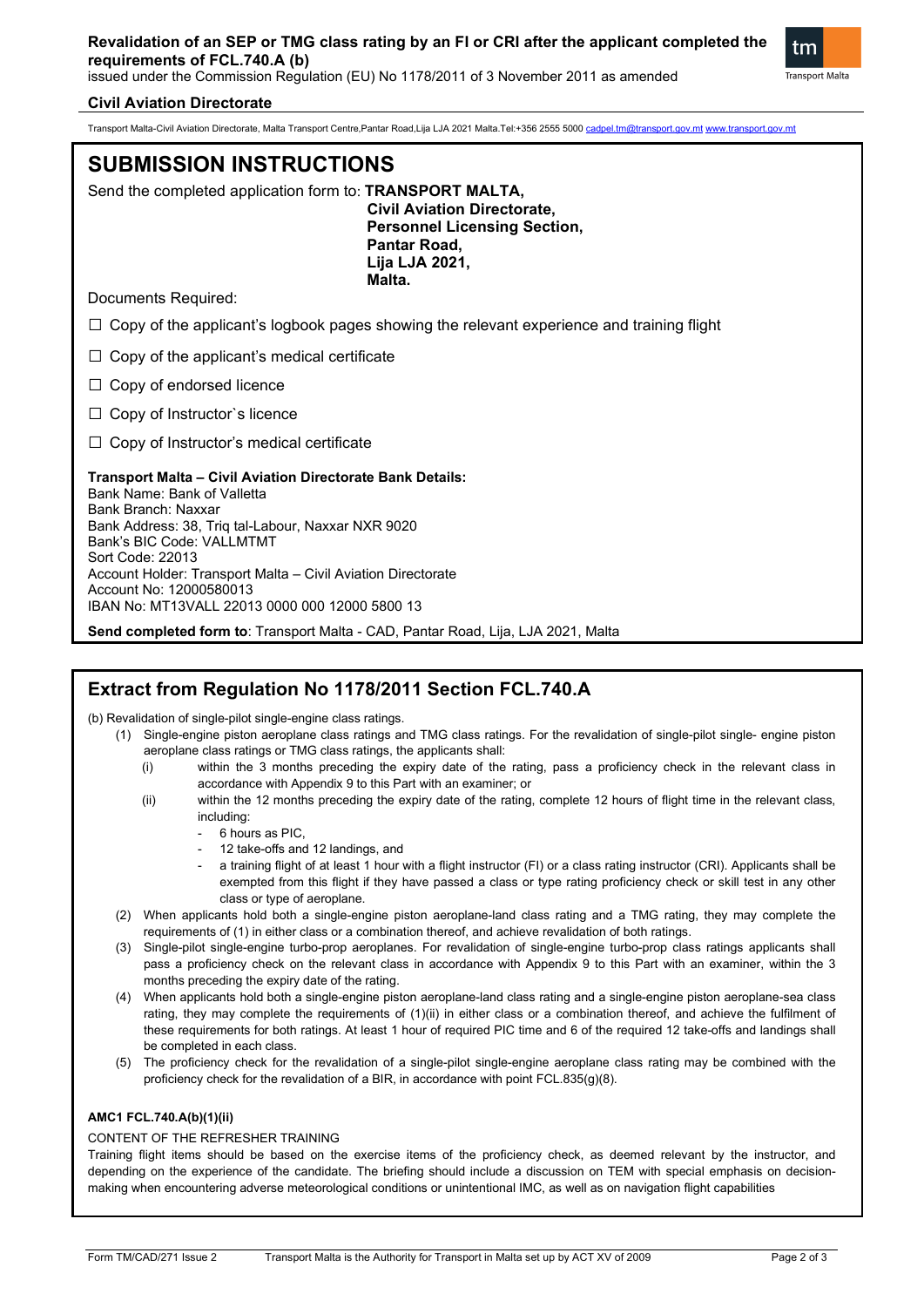**Revalidation of an SEP or TMG class rating by an FI or CRI after the applicant completed the requirements of FCL.740.A (b)**

issued under the Commission Regulation (EU) No 1178/2011 of 3 November 2011 as amended

**Civil Aviation Directorate**

Transport Malta-Civil Aviation Directorate, Malta Transport Centre,Pantar Road,Lija LJA 2021 Malta.Tel:+356 2555 5000 cadpel.tm@transport.gov.mt www.transport.gov.mt

# SUBMISSION INSTRUCTIONS

Send the completed application form to: **TRANSPORT MALTA,
Civil Aviation Directorate,
Personnel Licensing Section,
Pantar Road,
Lija LJA 2021,
Malta.**

Documents Required:

☐ Copy of the applicant's logbook pages showing the relevant experience and training flight

☐ Copy of the applicant's medical certificate

☐ Copy of endorsed licence

☐ Copy of Instructor`s licence

☐ Copy of Instructor's medical certificate

**Transport Malta – Civil Aviation Directorate Bank Details:**
Bank Name: Bank of Valletta
Bank Branch: Naxxar
Bank Address: 38, Triq tal-Labour, Naxxar NXR 9020
Bank's BIC Code: VALLMTMT
Sort Code: 22013
Account Holder: Transport Malta – Civil Aviation Directorate
Account No: 12000580013
IBAN No: MT13VALL 22013 0000 000 12000 5800 13

**Send completed form to**: Transport Malta - CAD, Pantar Road, Lija, LJA 2021, Malta

## Extract from Regulation No 1178/2011 Section FCL.740.A

(b) Revalidation of single-pilot single-engine class ratings.

1. Single-engine piston aeroplane class ratings and TMG class ratings. For the revalidation of single-pilot single- engine piston aeroplane class ratings or TMG class ratings, the applicants shall:
   - (i) within the 3 months preceding the expiry date of the rating, pass a proficiency check in the relevant class in accordance with Appendix 9 to this Part with an examiner; or
   - (ii) within the 12 months preceding the expiry date of the rating, complete 12 hours of flight time in the relevant class, including:
     - 6 hours as PIC,
     - 12 take-offs and 12 landings, and
     - a training flight of at least 1 hour with a flight instructor (FI) or a class rating instructor (CRI). Applicants shall be exempted from this flight if they have passed a class or type rating proficiency check or skill test in any other class or type of aeroplane.
2. When applicants hold both a single-engine piston aeroplane-land class rating and a TMG rating, they may complete the requirements of (1) in either class or a combination thereof, and achieve revalidation of both ratings.
3. Single-pilot single-engine turbo-prop aeroplanes. For revalidation of single-engine turbo-prop class ratings applicants shall pass a proficiency check on the relevant class in accordance with Appendix 9 to this Part with an examiner, within the 3 months preceding the expiry date of the rating.
4. When applicants hold both a single-engine piston aeroplane-land class rating and a single-engine piston aeroplane-sea class rating, they may complete the requirements of (1)(ii) in either class or a combination thereof, and achieve the fulfilment of these requirements for both ratings. At least 1 hour of required PIC time and 6 of the required 12 take-offs and landings shall be completed in each class.
5. The proficiency check for the revalidation of a single-pilot single-engine aeroplane class rating may be combined with the proficiency check for the revalidation of a BIR, in accordance with point FCL.835(g)(8).

**AMC1 FCL.740.A(b)(1)(ii)**

CONTENT OF THE REFRESHER TRAINING

Training flight items should be based on the exercise items of the proficiency check, as deemed relevant by the instructor, and depending on the experience of the candidate. The briefing should include a discussion on TEM with special emphasis on decision-making when encountering adverse meteorological conditions or unintentional IMC, as well as on navigation flight capabilities

Form TM/CAD/271 Issue 2 Transport Malta is the Authority for Transport in Malta set up by ACT XV of 2009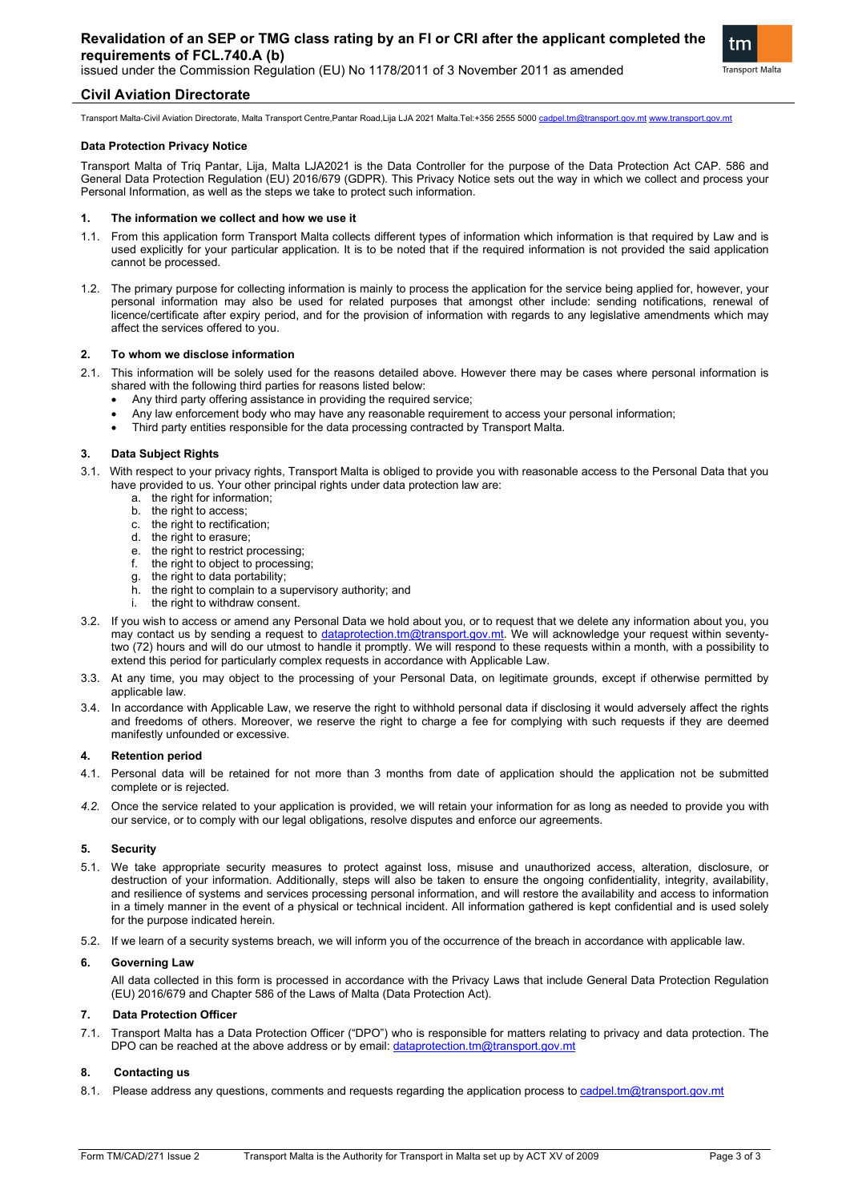# Revalidation of an SEP or TMG class rating by an FI or CRI after the applicant completed the requirements of FCL.740.A (b)

issued under the Commission Regulation (EU) No 1178/2011 of 3 November 2011 as amended

## Civil Aviation Directorate

Transport Malta-Civil Aviation Directorate, Malta Transport Centre,Pantar Road,Lija LJA 2021 Malta.Tel:+356 2555 5000 cadpel.tm@transport.gov.mt www.transport.gov.mt

**Data Protection Privacy Notice**

Transport Malta of Triq Pantar, Lija, Malta LJA2021 is the Data Controller for the purpose of the Data Protection Act CAP. 586 and General Data Protection Regulation (EU) 2016/679 (GDPR). This Privacy Notice sets out the way in which we collect and process your Personal Information, as well as the steps we take to protect such information.

**1. The information we collect and how we use it**

1.1. From this application form Transport Malta collects different types of information which information is that required by Law and is used explicitly for your particular application. It is to be noted that if the required information is not provided the said application cannot be processed.

1.2. The primary purpose for collecting information is mainly to process the application for the service being applied for, however, your personal information may also be used for related purposes that amongst other include: sending notifications, renewal of licence/certificate after expiry period, and for the provision of information with regards to any legislative amendments which may affect the services offered to you.

**2. To whom we disclose information**

2.1. This information will be solely used for the reasons detailed above. However there may be cases where personal information is shared with the following third parties for reasons listed below:

- Any third party offering assistance in providing the required service;
- Any law enforcement body who may have any reasonable requirement to access your personal information;
- Third party entities responsible for the data processing contracted by Transport Malta.

**3. Data Subject Rights**

3.1. With respect to your privacy rights, Transport Malta is obliged to provide you with reasonable access to the Personal Data that you have provided to us. Your other principal rights under data protection law are:

a. the right for information;
b. the right to access;
c. the right to rectification;
d. the right to erasure;
e. the right to restrict processing;
f. the right to object to processing;
g. the right to data portability;
h. the right to complain to a supervisory authority; and
i. the right to withdraw consent.

3.2. If you wish to access or amend any Personal Data we hold about you, or to request that we delete any information about you, you may contact us by sending a request to dataprotection.tm@transport.gov.mt. We will acknowledge your request within seventy-two (72) hours and will do our utmost to handle it promptly. We will respond to these requests within a month, with a possibility to extend this period for particularly complex requests in accordance with Applicable Law.

3.3. At any time, you may object to the processing of your Personal Data, on legitimate grounds, except if otherwise permitted by applicable law.

3.4. In accordance with Applicable Law, we reserve the right to withhold personal data if disclosing it would adversely affect the rights and freedoms of others. Moreover, we reserve the right to charge a fee for complying with such requests if they are deemed manifestly unfounded or excessive.

**4. Retention period**

4.1. Personal data will be retained for not more than 3 months from date of application should the application not be submitted complete or is rejected.

*4.2.* Once the service related to your application is provided, we will retain your information for as long as needed to provide you with our service, or to comply with our legal obligations, resolve disputes and enforce our agreements.

**5. Security**

5.1. We take appropriate security measures to protect against loss, misuse and unauthorized access, alteration, disclosure, or destruction of your information. Additionally, steps will also be taken to ensure the ongoing confidentiality, integrity, availability, and resilience of systems and services processing personal information, and will restore the availability and access to information in a timely manner in the event of a physical or technical incident. All information gathered is kept confidential and is used solely for the purpose indicated herein.

5.2. If we learn of a security systems breach, we will inform you of the occurrence of the breach in accordance with applicable law.

**6. Governing Law**

All data collected in this form is processed in accordance with the Privacy Laws that include General Data Protection Regulation (EU) 2016/679 and Chapter 586 of the Laws of Malta (Data Protection Act).

**7. Data Protection Officer**

7.1. Transport Malta has a Data Protection Officer ("DPO") who is responsible for matters relating to privacy and data protection. The DPO can be reached at the above address or by email: dataprotection.tm@transport.gov.mt

**8. Contacting us**

8.1. Please address any questions, comments and requests regarding the application process to cadpel.tm@transport.gov.mt

Form TM/CAD/271 Issue 2 Transport Malta is the Authority for Transport in Malta set up by ACT XV of 2009